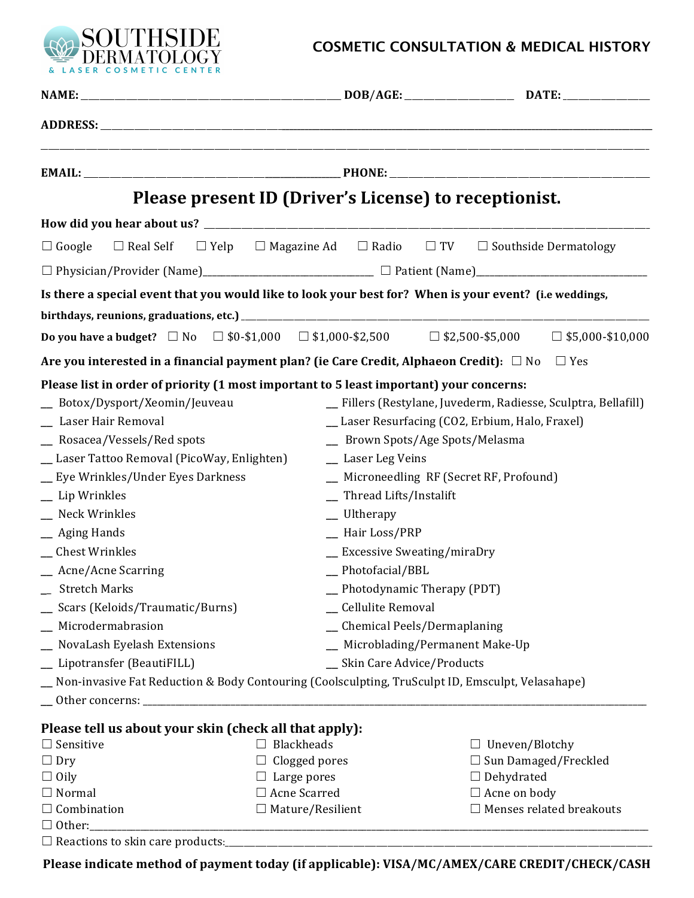**SOUTHSIDE DERMATOLOGY**
& LASER COSMETIC CENTER

# COSMETIC CONSULTATION & MEDICAL HISTORY

**NAME:** ______________________________ **DOB/AGE:** ______________ **DATE:** ____________

**ADDRESS:** ______________________________________________________________________

____________________________________________________________________________________

**EMAIL:** ______________________________ **PHONE:** ______________________________

## Please present ID (Driver's License) to receptionist.

**How did you hear about us?** ______________________________________________________

☐ Google ☐ Real Self ☐ Yelp ☐ Magazine Ad ☐ Radio ☐ TV ☐ Southside Dermatology

☐ Physician/Provider (Name)________________________ ☐ Patient (Name)________________________

**Is there a special event that you would like to look your best for? When is your event? (i.e weddings, birthdays, reunions, graduations, etc.)** ________________________________________

**Do you have a budget?** ☐ No ☐ $0-$1,000 ☐ $1,000-$2,500 ☐ $2,500-$5,000 ☐ $5,000-$10,000

**Are you interested in a financial payment plan? (ie Care Credit, Alphaeon Credit):** ☐ No ☐ Yes

**Please list in order of priority (1 most important to 5 least important) your concerns:**

__ Botox/Dysport/Xeomin/Jeuveau
__ Laser Hair Removal
__ Rosacea/Vessels/Red spots
__ Laser Tattoo Removal (PicoWay, Enlighten)
__ Eye Wrinkles/Under Eyes Darkness
__ Lip Wrinkles
__ Neck Wrinkles
__ Aging Hands
__ Chest Wrinkles
__ Acne/Acne Scarring
__ Stretch Marks
__ Scars (Keloids/Traumatic/Burns)
__ Microdermabrasion
__ NovaLash Eyelash Extensions
__ Lipotransfer (BeautiFILL)
__ Fillers (Restylane, Juvederm, Radiesse, Sculptra, Bellafill)
__ Laser Resurfacing (CO2, Erbium, Halo, Fraxel)
__ Brown Spots/Age Spots/Melasma
__ Laser Leg Veins
__ Microneedling RF (Secret RF, Profound)
__ Thread Lifts/Instalift
__ Ultherapy
__ Hair Loss/PRP
__ Excessive Sweating/miraDry
__ Photofacial/BBL
__ Photodynamic Therapy (PDT)
__ Cellulite Removal
__ Chemical Peels/Dermaplaning
__ Microblading/Permanent Make-Up
__ Skin Care Advice/Products
__ Non-invasive Fat Reduction & Body Contouring (Coolsculpting, TruSculpt ID, Emsculpt, Velasahape)
__ Other concerns: ________________________________________________________________

**Please tell us about your skin (check all that apply):**

☐ Sensitive
☐ Dry
☐ Oily
☐ Normal
☐ Combination
☐ Blackheads
☐ Clogged pores
☐ Large pores
☐ Acne Scarred
☐ Mature/Resilient
☐ Uneven/Blotchy
☐ Sun Damaged/Freckled
☐ Dehydrated
☐ Acne on body
☐ Menses related breakouts
☐ Other:________________________________________________________________________
☐ Reactions to skin care products:_________________________________________________

**Please indicate method of payment today (if applicable): VISA/MC/AMEX/CARE CREDIT/CHECK/CASH**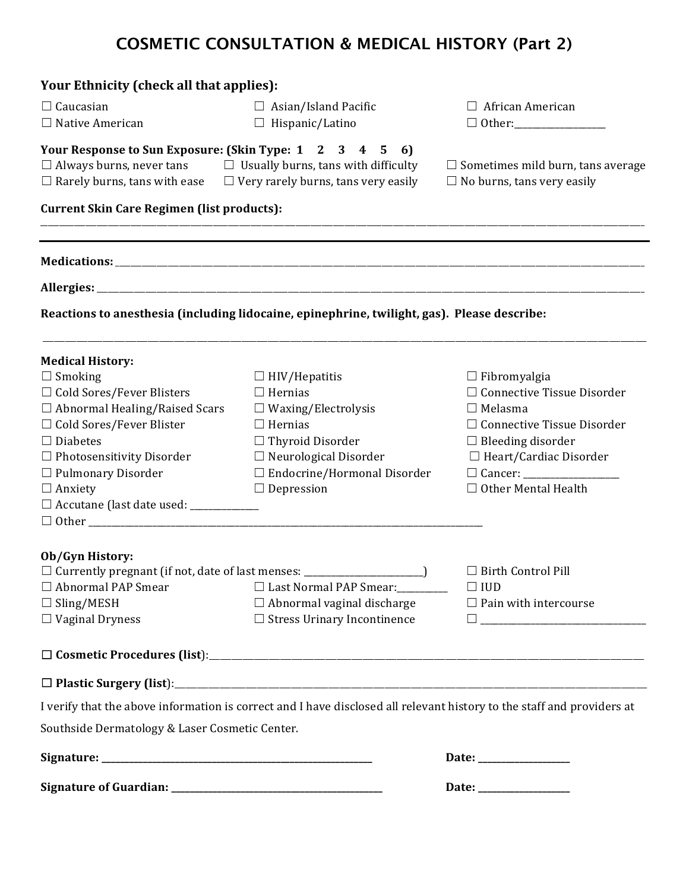# COSMETIC CONSULTATION & MEDICAL HISTORY (Part 2)

**Your Ethnicity (check all that applies):**

| | | |
|---|---|---|
| ☐ Caucasian | ☐ Asian/Island Pacific | ☐ African American |
| ☐ Native American | ☐ Hispanic/Latino | ☐ Other:__________________ |

**Your Response to Sun Exposure: (Skin Type: 1 2 3 4 5 6)**

| | | |
|---|---|---|
| ☐ Always burns, never tans | ☐ Usually burns, tans with difficulty | ☐ Sometimes mild burn, tans average |
| ☐ Rarely burns, tans with ease | ☐ Very rarely burns, tans very easily | ☐ No burns, tans very easily |

**Current Skin Care Regimen (list products):**

______________________________________________________________________________________________

---

**Medications:** ______________________________________________________________________________

**Allergies:** ________________________________________________________________________________

**Reactions to anesthesia (including lidocaine, epinephrine, twilight, gas). Please describe:**

______________________________________________________________________________________________

**Medical History:**

| | | |
|---|---|---|
| ☐ Smoking | ☐ HIV/Hepatitis | ☐ Fibromyalgia |
| ☐ Cold Sores/Fever Blisters | ☐ Hernias | ☐ Connective Tissue Disorder |
| ☐ Abnormal Healing/Raised Scars | ☐ Waxing/Electrolysis | ☐ Melasma |
| ☐ Cold Sores/Fever Blister | ☐ Hernias | ☐ Connective Tissue Disorder |
| ☐ Diabetes | ☐ Thyroid Disorder | ☐ Bleeding disorder |
| ☐ Photosensitivity Disorder | ☐ Neurological Disorder | ☐ Heart/Cardiac Disorder |
| ☐ Pulmonary Disorder | ☐ Endocrine/Hormonal Disorder | ☐ Cancer: __________________ |
| ☐ Anxiety | ☐ Depression | ☐ Other Mental Health |

☐ Accutane (last date used: _____________

☐ Other ______________________________________________________________________________

**Ob/Gyn History:**

| | | |
|---|---|---|
| ☐ Currently pregnant (if not, date of last menses: _______________________) | | ☐ Birth Control Pill |
| ☐ Abnormal PAP Smear | ☐ Last Normal PAP Smear:__________ | ☐ IUD |
| ☐ Sling/MESH | ☐ Abnormal vaginal discharge | ☐ Pain with intercourse |
| ☐ Vaginal Dryness | ☐ Stress Urinary Incontinence | ☐ ______________________________ |

☐ **Cosmetic Procedures (list**):_______________________________________________________________

☐ **Plastic Surgery (list**):___________________________________________________________________

I verify that the above information is correct and I have disclosed all relevant history to the staff and providers at Southside Dermatology & Laser Cosmetic Center.

**Signature:** _______________________________________________ **Date:** _________________

**Signature of Guardian:** ____________________________________ **Date:** _________________